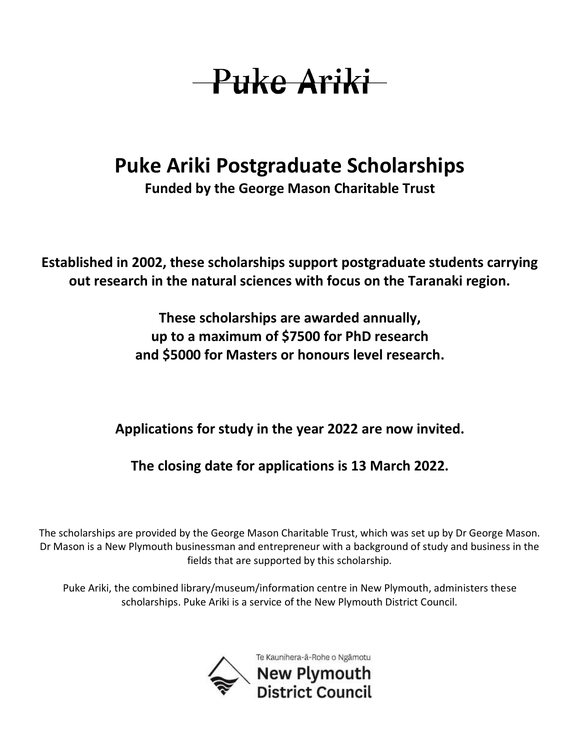# Puke Ariki

## Puke Ariki Postgraduate Scholarships

**Funded by the George Mason Charitable Trust**

**Established in 2002, these scholarships support postgraduate students carrying out research in the natural sciences with focus on the Taranaki region.**

**These scholarships are awarded annually, up to a maximum of $7500 for PhD research and $5000 for Masters or honours level research.**

**Applications for study in the year 2022 are now invited.**

**The closing date for applications is 13 March 2022.**

The scholarships are provided by the George Mason Charitable Trust, which was set up by Dr George Mason. Dr Mason is a New Plymouth businessman and entrepreneur with a background of study and business in the fields that are supported by this scholarship.

Puke Ariki, the combined library/museum/information centre in New Plymouth, administers these scholarships. Puke Ariki is a service of the New Plymouth District Council.

Te Kaunihera-ā-Rohe o Ngāmotu
New Plymouth District Council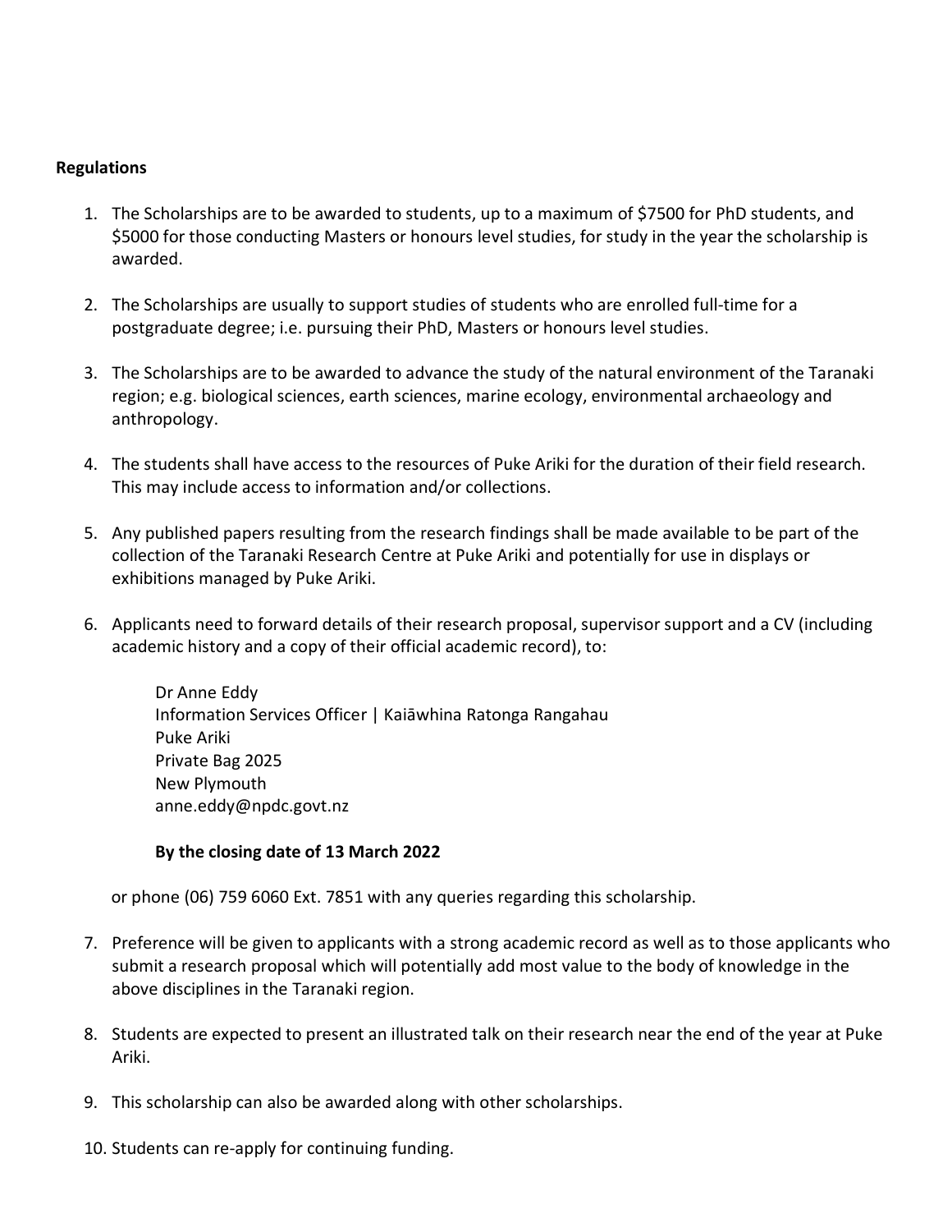**Regulations**

1. The Scholarships are to be awarded to students, up to a maximum of $7500 for PhD students, and $5000 for those conducting Masters or honours level studies, for study in the year the scholarship is awarded.

2. The Scholarships are usually to support studies of students who are enrolled full-time for a postgraduate degree; i.e. pursuing their PhD, Masters or honours level studies.

3. The Scholarships are to be awarded to advance the study of the natural environment of the Taranaki region; e.g. biological sciences, earth sciences, marine ecology, environmental archaeology and anthropology.

4. The students shall have access to the resources of Puke Ariki for the duration of their field research. This may include access to information and/or collections.

5. Any published papers resulting from the research findings shall be made available to be part of the collection of the Taranaki Research Centre at Puke Ariki and potentially for use in displays or exhibitions managed by Puke Ariki.

6. Applicants need to forward details of their research proposal, supervisor support and a CV (including academic history and a copy of their official academic record), to:

   Dr Anne Eddy
   Information Services Officer | Kaiāwhina Ratonga Rangahau
   Puke Ariki
   Private Bag 2025
   New Plymouth
   anne.eddy@npdc.govt.nz

   **By the closing date of 13 March 2022**

   or phone (06) 759 6060 Ext. 7851 with any queries regarding this scholarship.

7. Preference will be given to applicants with a strong academic record as well as to those applicants who submit a research proposal which will potentially add most value to the body of knowledge in the above disciplines in the Taranaki region.

8. Students are expected to present an illustrated talk on their research near the end of the year at Puke Ariki.

9. This scholarship can also be awarded along with other scholarships.

10. Students can re-apply for continuing funding.